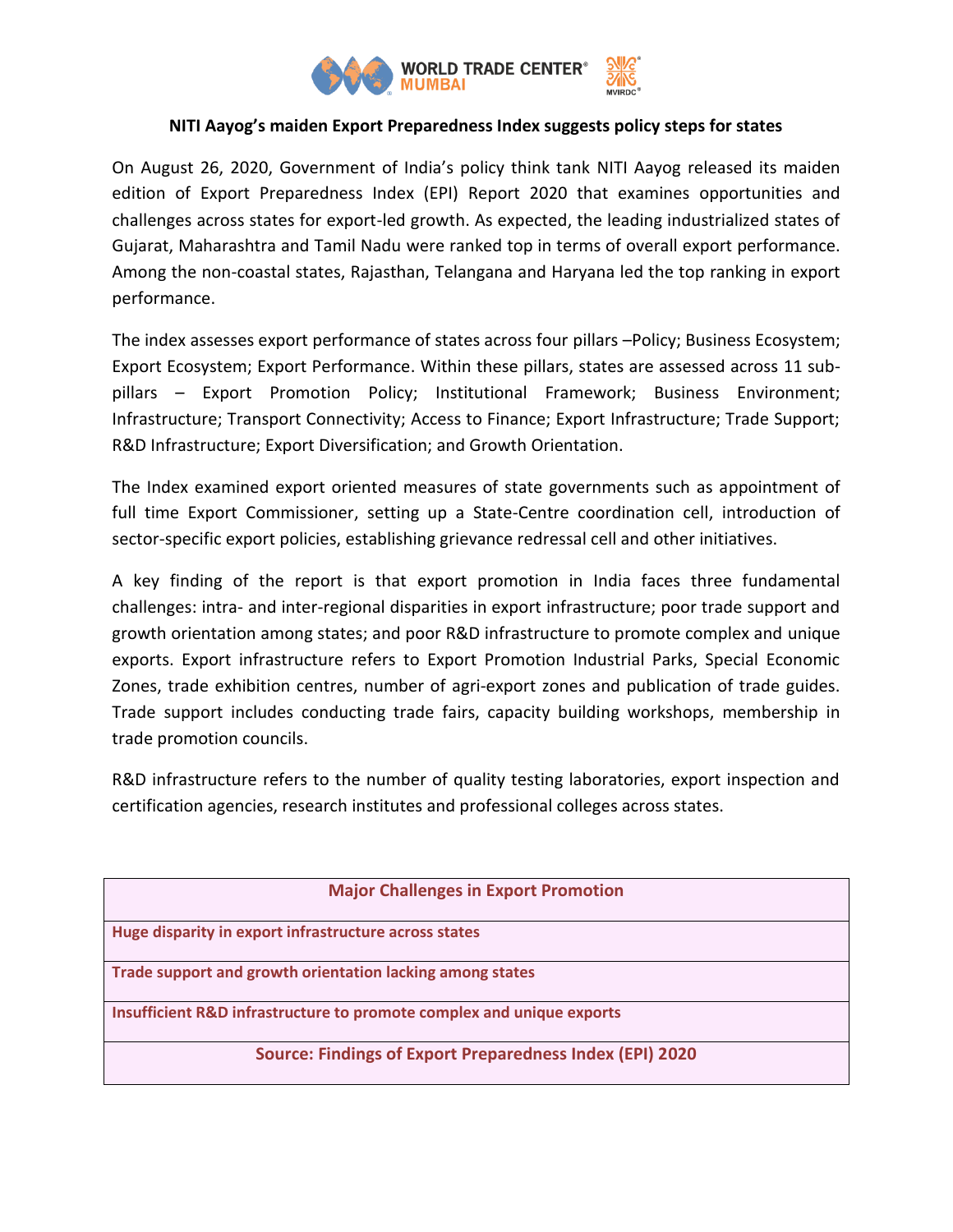**NITI Aayog's maiden Export Preparedness Index suggests policy steps for states**

On August 26, 2020, Government of India's policy think tank NITI Aayog released its maiden edition of Export Preparedness Index (EPI) Report 2020 that examines opportunities and challenges across states for export-led growth. As expected, the leading industrialized states of Gujarat, Maharashtra and Tamil Nadu were ranked top in terms of overall export performance. Among the non-coastal states, Rajasthan, Telangana and Haryana led the top ranking in export performance.

The index assesses export performance of states across four pillars –Policy; Business Ecosystem; Export Ecosystem; Export Performance. Within these pillars, states are assessed across 11 sub-pillars – Export Promotion Policy; Institutional Framework; Business Environment; Infrastructure; Transport Connectivity; Access to Finance; Export Infrastructure; Trade Support; R&D Infrastructure; Export Diversification; and Growth Orientation.

The Index examined export oriented measures of state governments such as appointment of full time Export Commissioner, setting up a State-Centre coordination cell, introduction of sector-specific export policies, establishing grievance redressal cell and other initiatives.

A key finding of the report is that export promotion in India faces three fundamental challenges: intra- and inter-regional disparities in export infrastructure; poor trade support and growth orientation among states; and poor R&D infrastructure to promote complex and unique exports. Export infrastructure refers to Export Promotion Industrial Parks, Special Economic Zones, trade exhibition centres, number of agri-export zones and publication of trade guides. Trade support includes conducting trade fairs, capacity building workshops, membership in trade promotion councils.

R&D infrastructure refers to the number of quality testing laboratories, export inspection and certification agencies, research institutes and professional colleges across states.

| **Major Challenges in Export Promotion** |
|---|
| **Huge disparity in export infrastructure across states** |
| **Trade support and growth orientation lacking among states** |
| **Insufficient R&D infrastructure to promote complex and unique exports** |
| **Source: Findings of Export Preparedness Index (EPI) 2020** |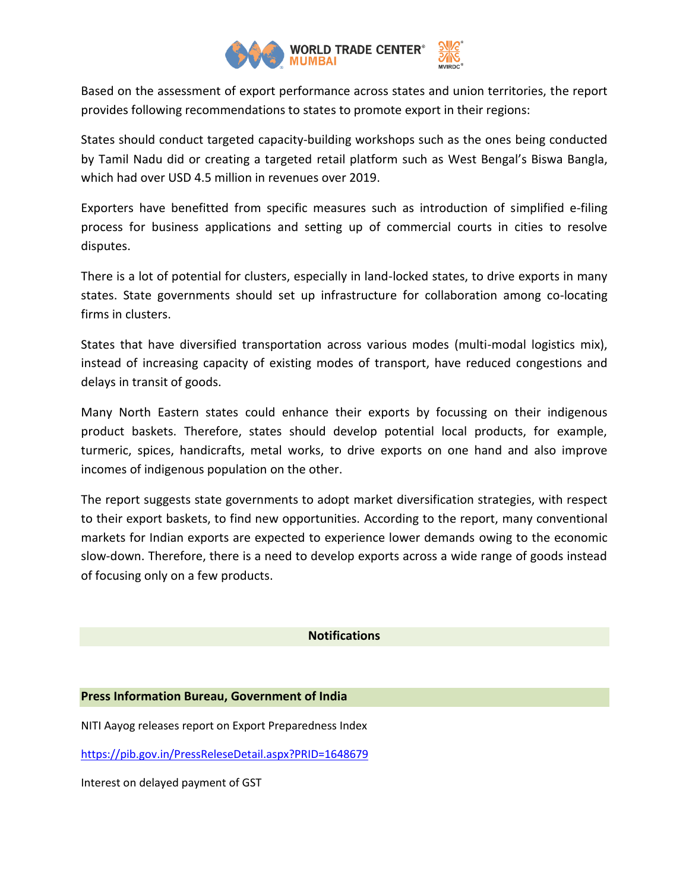Based on the assessment of export performance across states and union territories, the report provides following recommendations to states to promote export in their regions:

States should conduct targeted capacity-building workshops such as the ones being conducted by Tamil Nadu did or creating a targeted retail platform such as West Bengal's Biswa Bangla, which had over USD 4.5 million in revenues over 2019.

Exporters have benefitted from specific measures such as introduction of simplified e-filing process for business applications and setting up of commercial courts in cities to resolve disputes.

There is a lot of potential for clusters, especially in land-locked states, to drive exports in many states. State governments should set up infrastructure for collaboration among co-locating firms in clusters.

States that have diversified transportation across various modes (multi-modal logistics mix), instead of increasing capacity of existing modes of transport, have reduced congestions and delays in transit of goods.

Many North Eastern states could enhance their exports by focussing on their indigenous product baskets. Therefore, states should develop potential local products, for example, turmeric, spices, handicrafts, metal works, to drive exports on one hand and also improve incomes of indigenous population on the other.

The report suggests state governments to adopt market diversification strategies, with respect to their export baskets, to find new opportunities. According to the report, many conventional markets for Indian exports are expected to experience lower demands owing to the economic slow-down. Therefore, there is a need to develop exports across a wide range of goods instead of focusing only on a few products.

## Notifications

### Press Information Bureau, Government of India

NITI Aayog releases report on Export Preparedness Index

https://pib.gov.in/PressReleseDetail.aspx?PRID=1648679

Interest on delayed payment of GST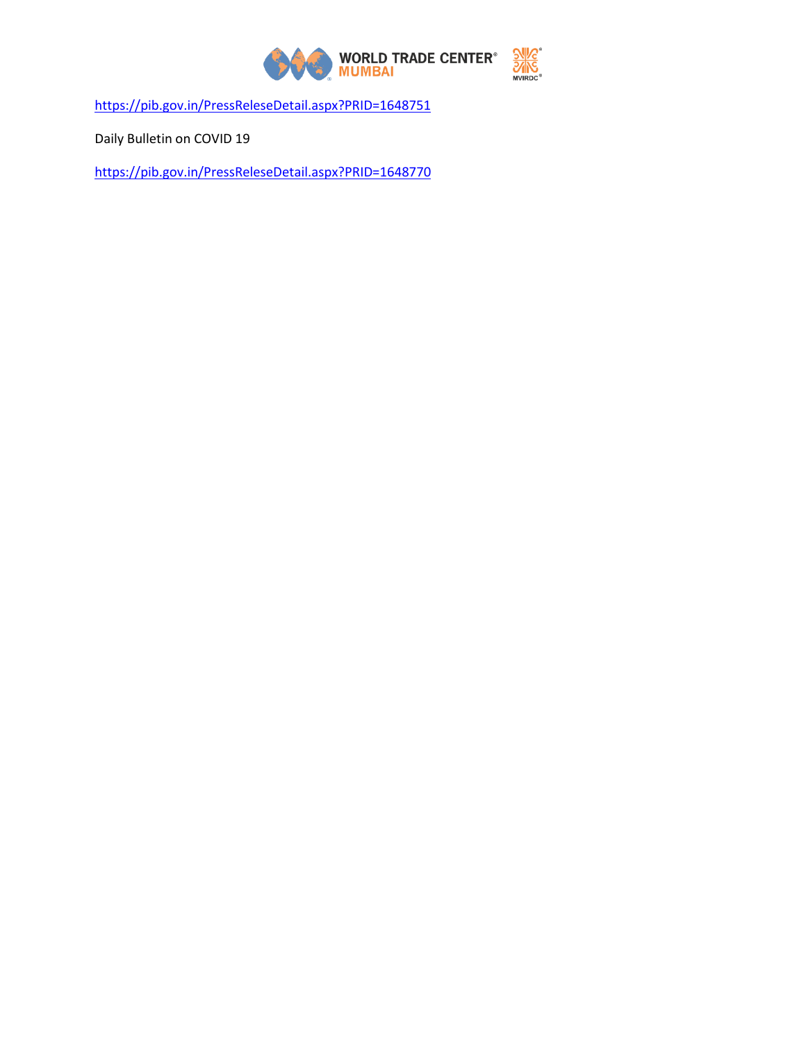https://pib.gov.in/PressReleseDetail.aspx?PRID=1648751

Daily Bulletin on COVID 19

https://pib.gov.in/PressReleseDetail.aspx?PRID=1648770